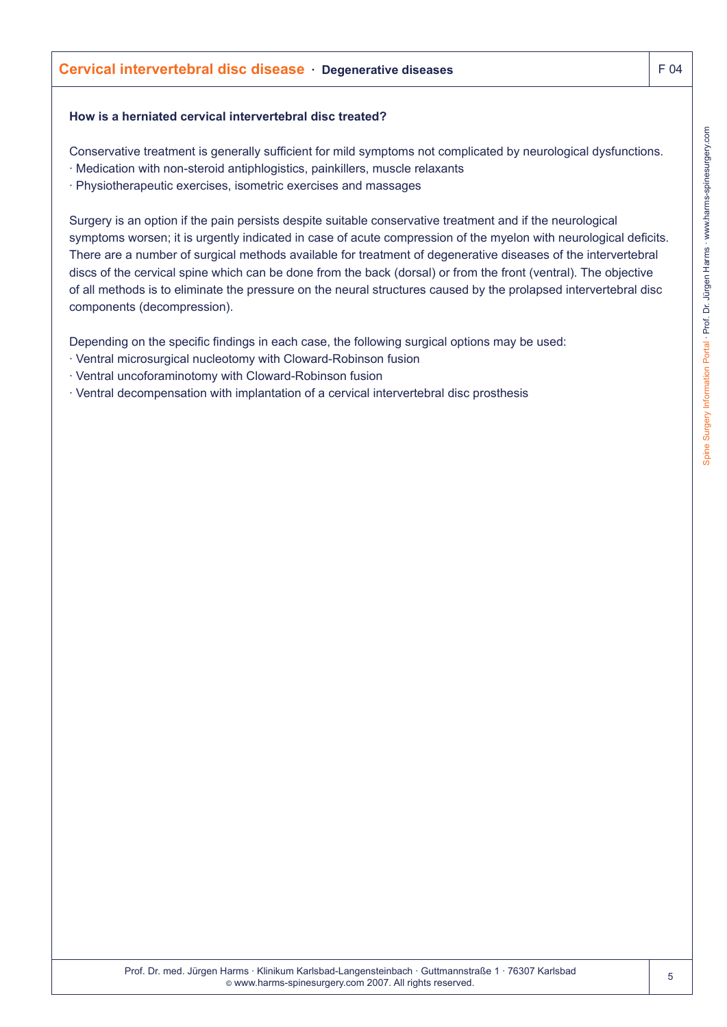## Cervical intervertebral disc disease · Degenerative diseases

**How is a herniated cervical intervertebral disc treated?**

Conservative treatment is generally sufficient for mild symptoms not complicated by neurological dysfunctions.
- Medication with non-steroid antiphlogistics, painkillers, muscle relaxants
- Physiotherapeutic exercises, isometric exercises and massages

Surgery is an option if the pain persists despite suitable conservative treatment and if the neurological symptoms worsen; it is urgently indicated in case of acute compression of the myelon with neurological deficits. There are a number of surgical methods available for treatment of degenerative diseases of the intervertebral discs of the cervical spine which can be done from the back (dorsal) or from the front (ventral). The objective of all methods is to eliminate the pressure on the neural structures caused by the prolapsed intervertebral disc components (decompression).

Depending on the specific findings in each case, the following surgical options may be used:
- Ventral microsurgical nucleotomy with Cloward-Robinson fusion
- Ventral uncoforaminotomy with Cloward-Robinson fusion
- Ventral decompensation with implantation of a cervical intervertebral disc prosthesis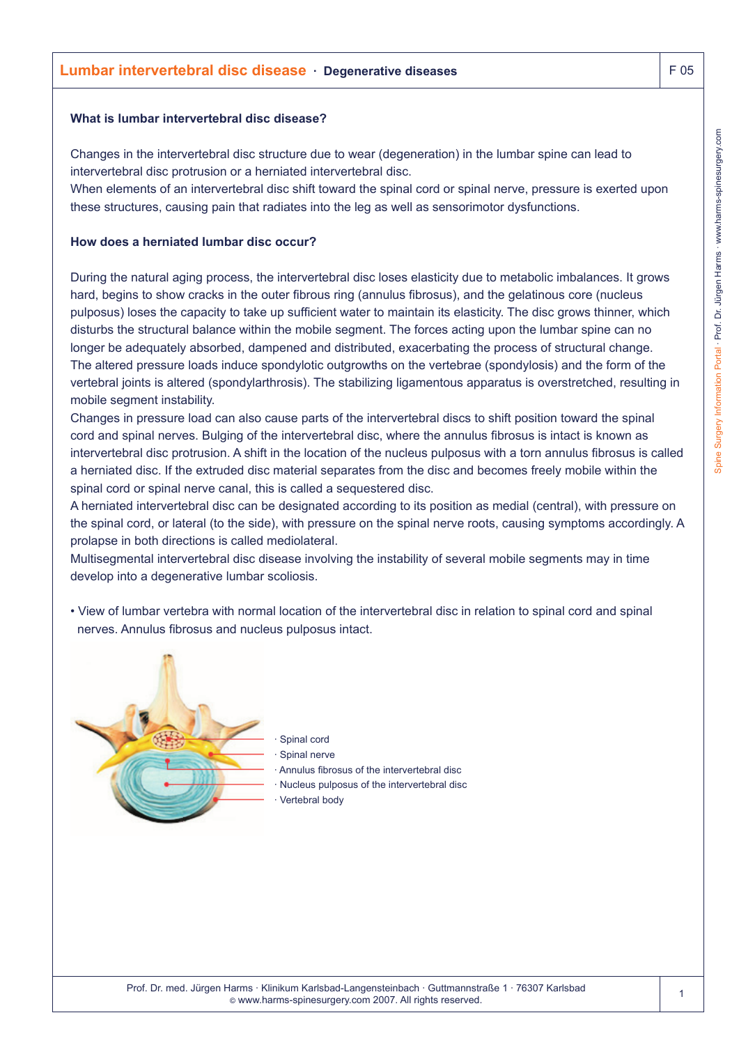# Lumbar intervertebral disc disease · Degenerative diseases

### What is lumbar intervertebral disc disease?

Changes in the intervertebral disc structure due to wear (degeneration) in the lumbar spine can lead to intervertebral disc protrusion or a herniated intervertebral disc.
When elements of an intervertebral disc shift toward the spinal cord or spinal nerve, pressure is exerted upon these structures, causing pain that radiates into the leg as well as sensorimotor dysfunctions.

### How does a herniated lumbar disc occur?

During the natural aging process, the intervertebral disc loses elasticity due to metabolic imbalances. It grows hard, begins to show cracks in the outer fibrous ring (annulus fibrosus), and the gelatinous core (nucleus pulposus) loses the capacity to take up sufficient water to maintain its elasticity. The disc grows thinner, which disturbs the structural balance within the mobile segment. The forces acting upon the lumbar spine can no longer be adequately absorbed, dampened and distributed, exacerbating the process of structural change.
The altered pressure loads induce spondylotic outgrowths on the vertebrae (spondylosis) and the form of the vertebral joints is altered (spondylarthrosis). The stabilizing ligamentous apparatus is overstretched, resulting in mobile segment instability.
Changes in pressure load can also cause parts of the intervertebral discs to shift position toward the spinal cord and spinal nerves. Bulging of the intervertebral disc, where the annulus fibrosus is intact is known as intervertebral disc protrusion. A shift in the location of the nucleus pulposus with a torn annulus fibrosus is called a herniated disc. If the extruded disc material separates from the disc and becomes freely mobile within the spinal cord or spinal nerve canal, this is called a sequestered disc.
A herniated intervertebral disc can be designated according to its position as medial (central), with pressure on the spinal cord, or lateral (to the side), with pressure on the spinal nerve roots, causing symptoms accordingly. A prolapse in both directions is called mediolateral.
Multisegmental intervertebral disc disease involving the instability of several mobile segments may in time develop into a degenerative lumbar scoliosis.

- View of lumbar vertebra with normal location of the intervertebral disc in relation to spinal cord and spinal nerves. Annulus fibrosus and nucleus pulposus intact.

· Spinal cord
· Spinal nerve
· Annulus fibrosus of the intervertebral disc
· Nucleus pulposus of the intervertebral disc
· Vertebral body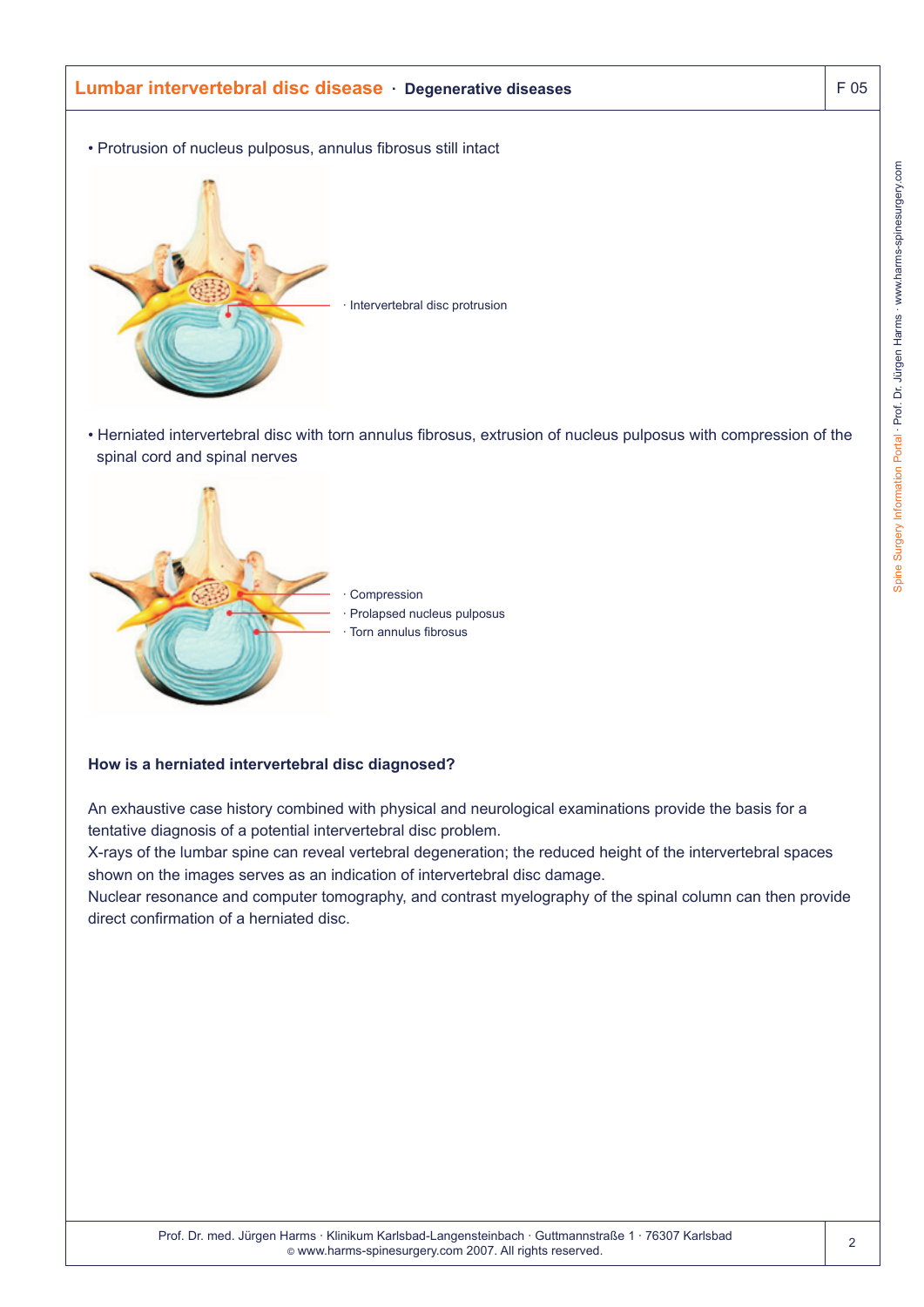## Lumbar intervertebral disc disease · Degenerative diseases

F 05

- Protrusion of nucleus pulposus, annulus fibrosus still intact

· Intervertebral disc protrusion

- Herniated intervertebral disc with torn annulus fibrosus, extrusion of nucleus pulposus with compression of the spinal cord and spinal nerves

· Compression
· Prolapsed nucleus pulposus
· Torn annulus fibrosus

**How is a herniated intervertebral disc diagnosed?**

An exhaustive case history combined with physical and neurological examinations provide the basis for a tentative diagnosis of a potential intervertebral disc problem.
X-rays of the lumbar spine can reveal vertebral degeneration; the reduced height of the intervertebral spaces shown on the images serves as an indication of intervertebral disc damage.
Nuclear resonance and computer tomography, and contrast myelography of the spinal column can then provide direct confirmation of a herniated disc.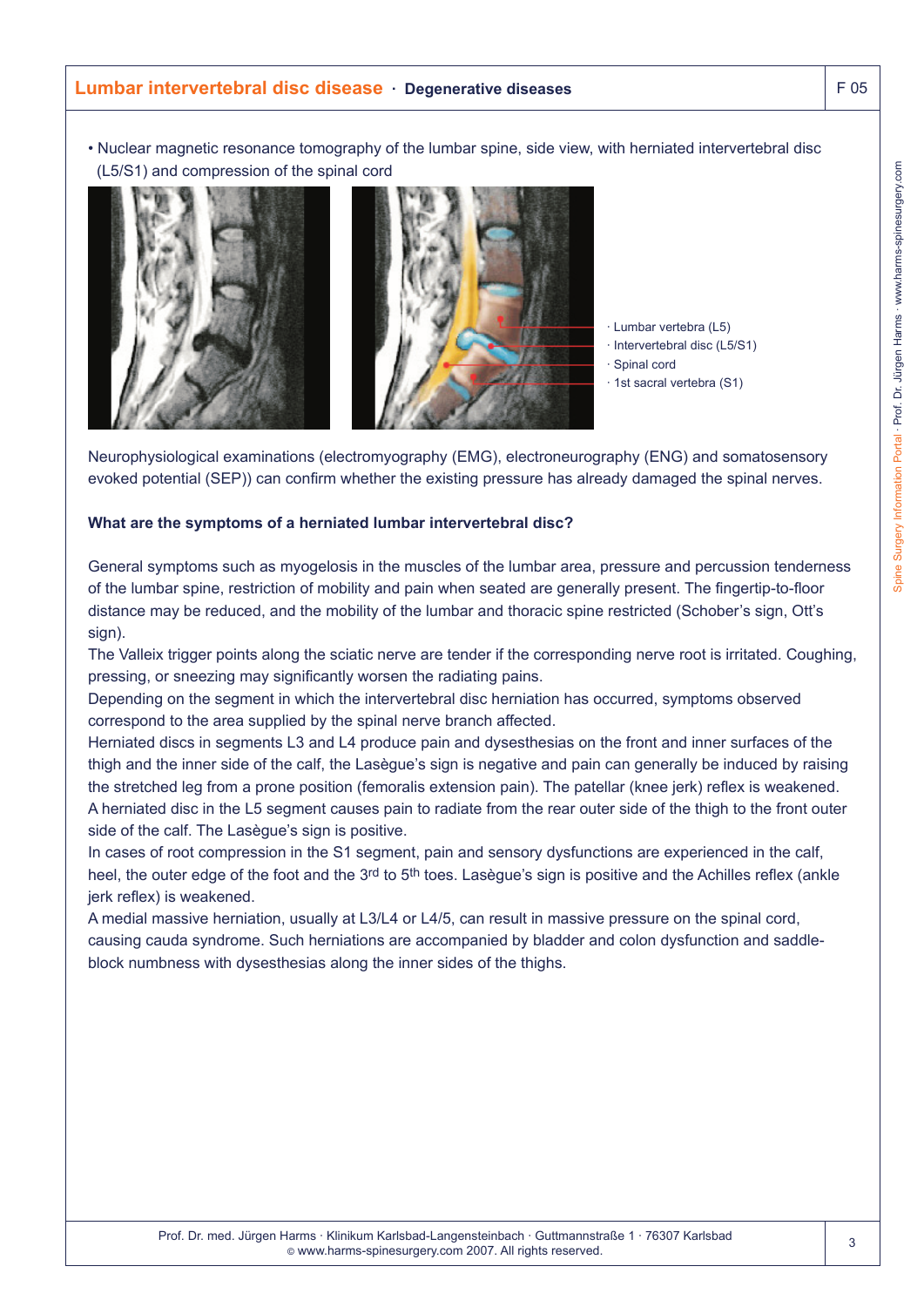## Lumbar intervertebral disc disease · Degenerative diseases

- Nuclear magnetic resonance tomography of the lumbar spine, side view, with herniated intervertebral disc (L5/S1) and compression of the spinal cord

· Lumbar vertebra (L5)
· Intervertebral disc (L5/S1)
· Spinal cord
· 1st sacral vertebra (S1)

Neurophysiological examinations (electromyography (EMG), electroneurography (ENG) and somatosensory evoked potential (SEP)) can confirm whether the existing pressure has already damaged the spinal nerves.

**What are the symptoms of a herniated lumbar intervertebral disc?**

General symptoms such as myogelosis in the muscles of the lumbar area, pressure and percussion tenderness of the lumbar spine, restriction of mobility and pain when seated are generally present. The fingertip-to-floor distance may be reduced, and the mobility of the lumbar and thoracic spine restricted (Schober's sign, Ott's sign).
The Valleix trigger points along the sciatic nerve are tender if the corresponding nerve root is irritated. Coughing, pressing, or sneezing may significantly worsen the radiating pains.
Depending on the segment in which the intervertebral disc herniation has occurred, symptoms observed correspond to the area supplied by the spinal nerve branch affected.
Herniated discs in segments L3 and L4 produce pain and dysesthesias on the front and inner surfaces of the thigh and the inner side of the calf, the Lasègue's sign is negative and pain can generally be induced by raising the stretched leg from a prone position (femoralis extension pain). The patellar (knee jerk) reflex is weakened.
A herniated disc in the L5 segment causes pain to radiate from the rear outer side of the thigh to the front outer side of the calf. The Lasègue's sign is positive.
In cases of root compression in the S1 segment, pain and sensory dysfunctions are experienced in the calf, heel, the outer edge of the foot and the 3rd to 5th toes. Lasègue's sign is positive and the Achilles reflex (ankle jerk reflex) is weakened.
A medial massive herniation, usually at L3/L4 or L4/5, can result in massive pressure on the spinal cord, causing cauda syndrome. Such herniations are accompanied by bladder and colon dysfunction and saddle-block numbness with dysesthesias along the inner sides of the thighs.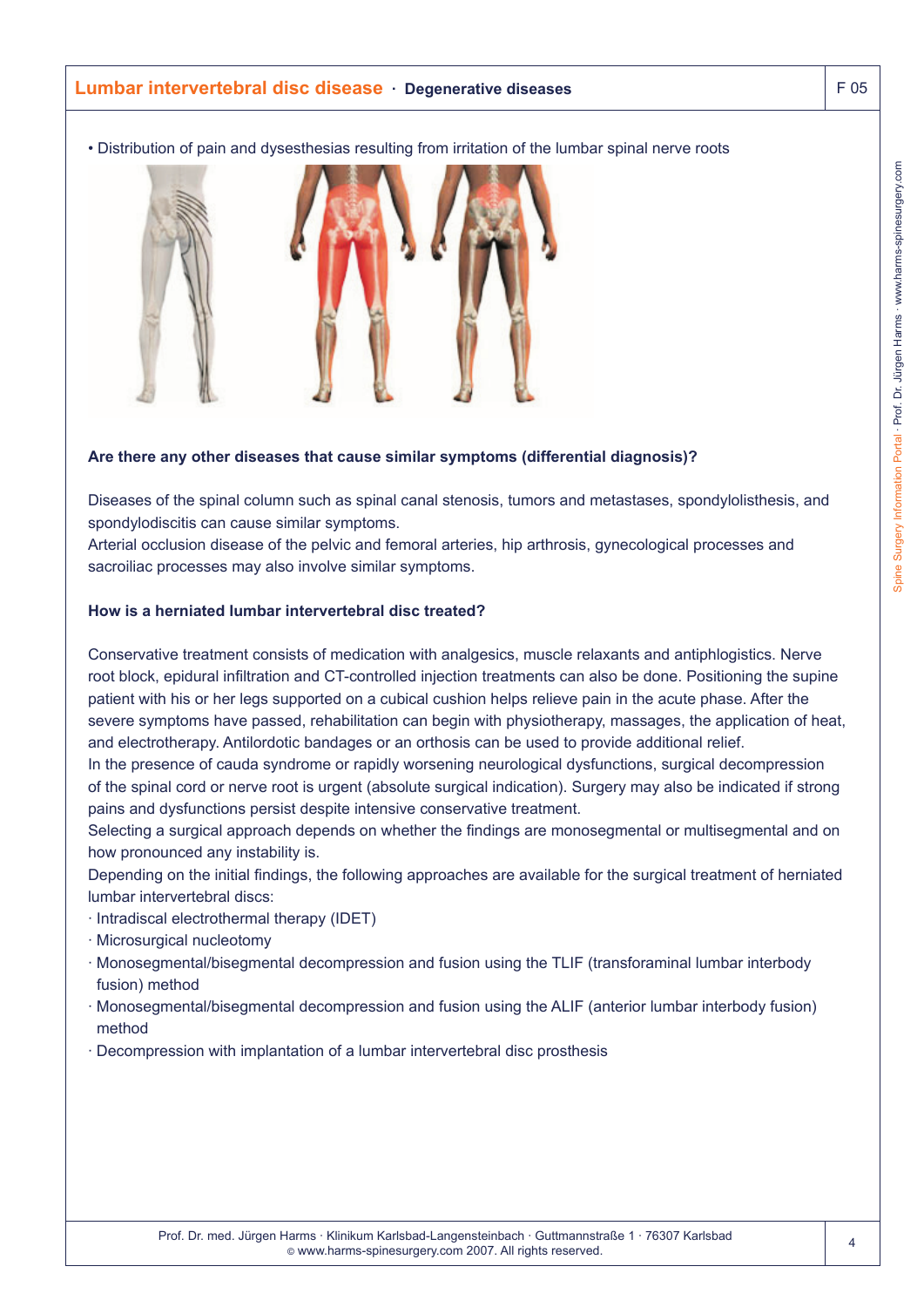## Lumbar intervertebral disc disease · Degenerative diseases

- Distribution of pain and dysesthesias resulting from irritation of the lumbar spinal nerve roots

**Are there any other diseases that cause similar symptoms (differential diagnosis)?**

Diseases of the spinal column such as spinal canal stenosis, tumors and metastases, spondylolisthesis, and spondylodiscitis can cause similar symptoms.
Arterial occlusion disease of the pelvic and femoral arteries, hip arthrosis, gynecological processes and sacroiliac processes may also involve similar symptoms.

**How is a herniated lumbar intervertebral disc treated?**

Conservative treatment consists of medication with analgesics, muscle relaxants and antiphlogistics. Nerve root block, epidural infiltration and CT-controlled injection treatments can also be done. Positioning the supine patient with his or her legs supported on a cubical cushion helps relieve pain in the acute phase. After the severe symptoms have passed, rehabilitation can begin with physiotherapy, massages, the application of heat, and electrotherapy. Antilordotic bandages or an orthosis can be used to provide additional relief.
In the presence of cauda syndrome or rapidly worsening neurological dysfunctions, surgical decompression of the spinal cord or nerve root is urgent (absolute surgical indication). Surgery may also be indicated if strong pains and dysfunctions persist despite intensive conservative treatment.
Selecting a surgical approach depends on whether the findings are monosegmental or multisegmental and on how pronounced any instability is.
Depending on the initial findings, the following approaches are available for the surgical treatment of herniated lumbar intervertebral discs:

- Intradiscal electrothermal therapy (IDET)
- Microsurgical nucleotomy
- Monosegmental/bisegmental decompression and fusion using the TLIF (transforaminal lumbar interbody fusion) method
- Monosegmental/bisegmental decompression and fusion using the ALIF (anterior lumbar interbody fusion) method
- Decompression with implantation of a lumbar intervertebral disc prosthesis